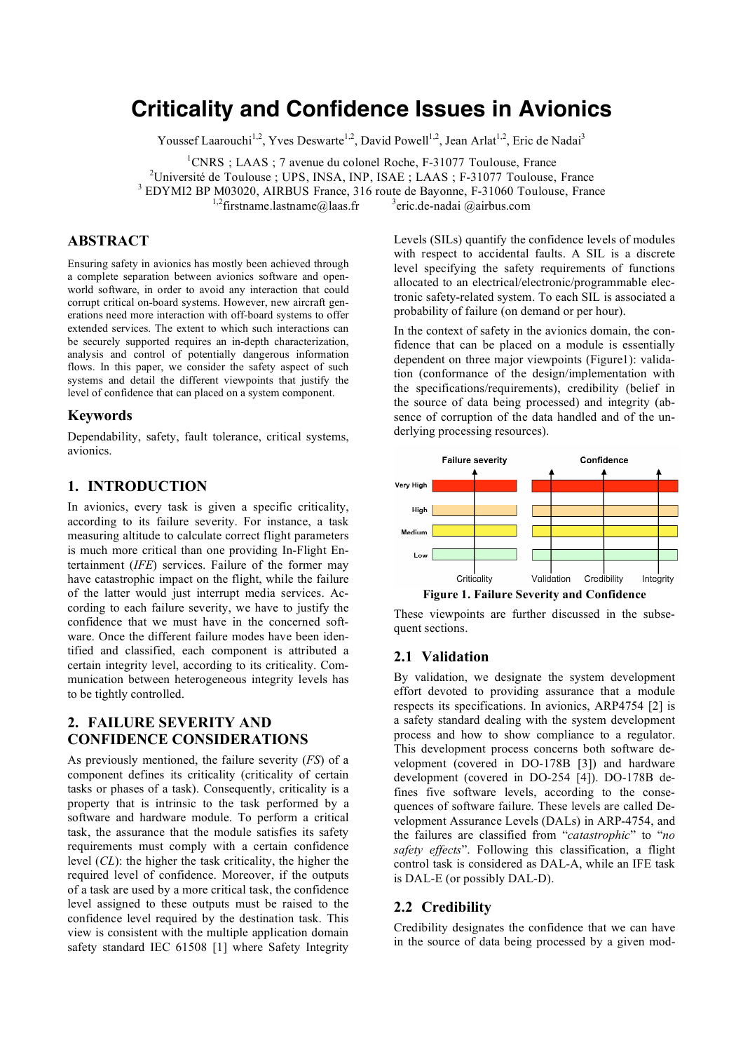# Criticality and Confidence Issues in Avionics

Youssef Laarouchi[1,2], Yves Deswarte[1,2], David Powell[1,2], Jean Arlat[1,2], Eric de Nadai[3]

[1]CNRS ; LAAS ; 7 avenue du colonel Roche, F-31077 Toulouse, France
[2]Université de Toulouse ; UPS, INSA, INP, ISAE ; LAAS ; F-31077 Toulouse, France
[3] EDYMI2 BP M03020, AIRBUS France, 316 route de Bayonne, F-31060 Toulouse, France
[1,2]firstname.lastname@laas.fr [3]eric.de-nadai @airbus.com

## ABSTRACT

Ensuring safety in avionics has mostly been achieved through a complete separation between avionics software and open-world software, in order to avoid any interaction that could corrupt critical on-board systems. However, new aircraft generations need more interaction with off-board systems to offer extended services. The extent to which such interactions can be securely supported requires an in-depth characterization, analysis and control of potentially dangerous information flows. In this paper, we consider the safety aspect of such systems and detail the different viewpoints that justify the level of confidence that can placed on a system component.

### Keywords

Dependability, safety, fault tolerance, critical systems, avionics.

## 1. INTRODUCTION

In avionics, every task is given a specific criticality, according to its failure severity. For instance, a task measuring altitude to calculate correct flight parameters is much more critical than one providing In-Flight Entertainment (*IFE*) services. Failure of the former may have catastrophic impact on the flight, while the failure of the latter would just interrupt media services. According to each failure severity, we have to justify the confidence that we must have in the concerned software. Once the different failure modes have been identified and classified, each component is attributed a certain integrity level, according to its criticality. Communication between heterogeneous integrity levels has to be tightly controlled.

## 2. FAILURE SEVERITY AND CONFIDENCE CONSIDERATIONS

As previously mentioned, the failure severity (*FS*) of a component defines its criticality (criticality of certain tasks or phases of a task). Consequently, criticality is a property that is intrinsic to the task performed by a software and hardware module. To perform a critical task, the assurance that the module satisfies its safety requirements must comply with a certain confidence level (*CL*): the higher the task criticality, the higher the required level of confidence. Moreover, if the outputs of a task are used by a more critical task, the confidence level assigned to these outputs must be raised to the confidence level required by the destination task. This view is consistent with the multiple application domain safety standard IEC 61508 [1] where Safety Integrity Levels (SILs) quantify the confidence levels of modules with respect to accidental faults. A SIL is a discrete level specifying the safety requirements of functions allocated to an electrical/electronic/programmable electronic safety-related system. To each SIL is associated a probability of failure (on demand or per hour).

In the context of safety in the avionics domain, the confidence that can be placed on a module is essentially dependent on three major viewpoints (Figure1): validation (conformance of the design/implementation with the specifications/requirements), credibility (belief in the source of data being processed) and integrity (absence of corruption of the data handled and of the underlying processing resources).

**Figure 1. Failure Severity and Confidence**

These viewpoints are further discussed in the subsequent sections.

### 2.1 Validation

By validation, we designate the system development effort devoted to providing assurance that a module respects its specifications. In avionics, ARP4754 [2] is a safety standard dealing with the system development process and how to show compliance to a regulator. This development process concerns both software development (covered in DO-178B [3]) and hardware development (covered in DO-254 [4]). DO-178B defines five software levels, according to the consequences of software failure. These levels are called Development Assurance Levels (DALs) in ARP-4754, and the failures are classified from "*catastrophic*" to "*no safety effects*". Following this classification, a flight control task is considered as DAL-A, while an IFE task is DAL-E (or possibly DAL-D).

### 2.2 Credibility

Credibility designates the confidence that we can have in the source of data being processed by a given mod-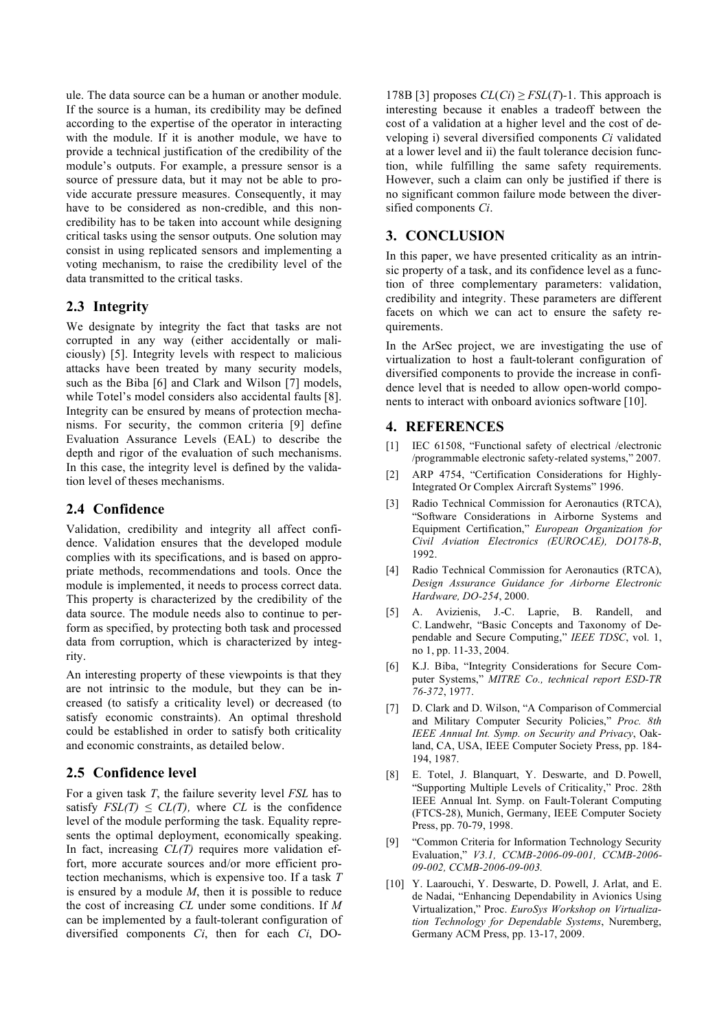ule. The data source can be a human or another module. If the source is a human, its credibility may be defined according to the expertise of the operator in interacting with the module. If it is another module, we have to provide a technical justification of the credibility of the module's outputs. For example, a pressure sensor is a source of pressure data, but it may not be able to provide accurate pressure measures. Consequently, it may have to be considered as non-credible, and this non-credibility has to be taken into account while designing critical tasks using the sensor outputs. One solution may consist in using replicated sensors and implementing a voting mechanism, to raise the credibility level of the data transmitted to the critical tasks.

## 2.3 Integrity

We designate by integrity the fact that tasks are not corrupted in any way (either accidentally or maliciously) [5]. Integrity levels with respect to malicious attacks have been treated by many security models, such as the Biba [6] and Clark and Wilson [7] models, while Totel's model considers also accidental faults [8]. Integrity can be ensured by means of protection mechanisms. For security, the common criteria [9] define Evaluation Assurance Levels (EAL) to describe the depth and rigor of the evaluation of such mechanisms. In this case, the integrity level is defined by the validation level of theses mechanisms.

## 2.4 Confidence

Validation, credibility and integrity all affect confidence. Validation ensures that the developed module complies with its specifications, and is based on appropriate methods, recommendations and tools. Once the module is implemented, it needs to process correct data. This property is characterized by the credibility of the data source. The module needs also to continue to perform as specified, by protecting both task and processed data from corruption, which is characterized by integrity.

An interesting property of these viewpoints is that they are not intrinsic to the module, but they can be increased (to satisfy a criticality level) or decreased (to satisfy economic constraints). An optimal threshold could be established in order to satisfy both criticality and economic constraints, as detailed below.

## 2.5 Confidence level

For a given task $T$, the failure severity level $FSL$ has to satisfy $FSL(T) \leq CL(T)$, where $CL$ is the confidence level of the module performing the task. Equality represents the optimal deployment, economically speaking. In fact, increasing $CL(T)$ requires more validation effort, more accurate sources and/or more efficient protection mechanisms, which is expensive too. If a task $T$ is ensured by a module $M$, then it is possible to reduce the cost of increasing $CL$ under some conditions. If $M$ can be implemented by a fault-tolerant configuration of diversified components $Ci$, then for each $Ci$, DO-178B [3] proposes $CL(Ci) \geq FSL(T)$-1. This approach is interesting because it enables a tradeoff between the cost of a validation at a higher level and the cost of developing i) several diversified components $Ci$ validated at a lower level and ii) the fault tolerance decision function, while fulfilling the same safety requirements. However, such a claim can only be justified if there is no significant common failure mode between the diversified components $Ci$.

# 3. CONCLUSION

In this paper, we have presented criticality as an intrinsic property of a task, and its confidence level as a function of three complementary parameters: validation, credibility and integrity. These parameters are different facets on which we can act to ensure the safety requirements.

In the ArSec project, we are investigating the use of virtualization to host a fault-tolerant configuration of diversified components to provide the increase in confidence level that is needed to allow open-world components to interact with onboard avionics software [10].

# 4. REFERENCES

[1] IEC 61508, "Functional safety of electrical /electronic /programmable electronic safety-related systems," 2007.

[2] ARP 4754, "Certification Considerations for Highly-Integrated Or Complex Aircraft Systems" 1996.

[3] Radio Technical Commission for Aeronautics (RTCA), "Software Considerations in Airborne Systems and Equipment Certification," *European Organization for Civil Aviation Electronics (EUROCAE), DO178-B*, 1992.

[4] Radio Technical Commission for Aeronautics (RTCA), *Design Assurance Guidance for Airborne Electronic Hardware, DO-254*, 2000.

[5] A. Avizienis, J.-C. Laprie, B. Randell, and C. Landwehr, "Basic Concepts and Taxonomy of Dependable and Secure Computing," *IEEE TDSC*, vol. 1, no 1, pp. 11-33, 2004.

[6] K.J. Biba, "Integrity Considerations for Secure Computer Systems," *MITRE Co., technical report ESD-TR 76-372*, 1977.

[7] D. Clark and D. Wilson, "A Comparison of Commercial and Military Computer Security Policies," *Proc. 8th IEEE Annual Int. Symp. on Security and Privacy*, Oakland, CA, USA, IEEE Computer Society Press, pp. 184-194, 1987.

[8] E. Totel, J. Blanquart, Y. Deswarte, and D. Powell, "Supporting Multiple Levels of Criticality," Proc. 28th IEEE Annual Int. Symp. on Fault-Tolerant Computing (FTCS-28), Munich, Germany, IEEE Computer Society Press, pp. 70-79, 1998.

[9] "Common Criteria for Information Technology Security Evaluation," *V3.1, CCMB-2006-09-001, CCMB-2006-09-002, CCMB-2006-09-003.*

[10] Y. Laarouchi, Y. Deswarte, D. Powell, J. Arlat, and E. de Nadai, "Enhancing Dependability in Avionics Using Virtualization," Proc. *EuroSys Workshop on Virtualization Technology for Dependable Systems*, Nuremberg, Germany ACM Press, pp. 13-17, 2009.